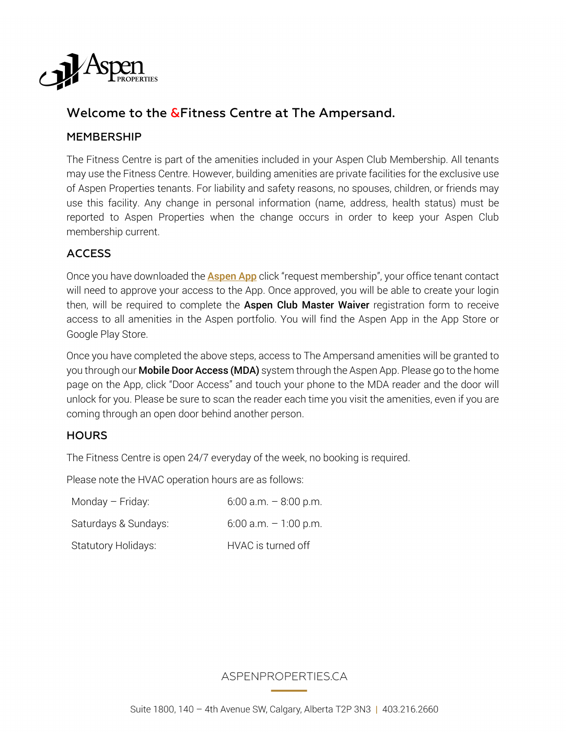## Welcome to the &Fitness Centre at The Ampersand.

### MEMBERSHIP

The Fitness Centre is part of the amenities included in your Aspen Club Membership. All tenants may use the Fitness Centre. However, building amenities are private facilities for the exclusive use of Aspen Properties tenants. For liability and safety reasons, no spouses, children, or friends may use this facility. Any change in personal information (name, address, health status) must be reported to Aspen Properties when the change occurs in order to keep your Aspen Club membership current.

### ACCESS

Once you have downloaded the Aspen App click "request membership", your office tenant contact will need to approve your access to the App. Once approved, you will be able to create your login then, will be required to complete the **Aspen Club Master Waiver** registration form to receive access to all amenities in the Aspen portfolio. You will find the Aspen App in the App Store or Google Play Store.

Once you have completed the above steps, access to The Ampersand amenities will be granted to you through our **Mobile Door Access (MDA)** system through the Aspen App. Please go to the home page on the App, click "Door Access" and touch your phone to the MDA reader and the door will unlock for you. Please be sure to scan the reader each time you visit the amenities, even if you are coming through an open door behind another person.

### HOURS

The Fitness Centre is open 24/7 everyday of the week, no booking is required.

Please note the HVAC operation hours are as follows:

| | |
|---|---|
| Monday – Friday: | 6:00 a.m. – 8:00 p.m. |
| Saturdays & Sundays: | 6:00 a.m. – 1:00 p.m. |
| Statutory Holidays: | HVAC is turned off |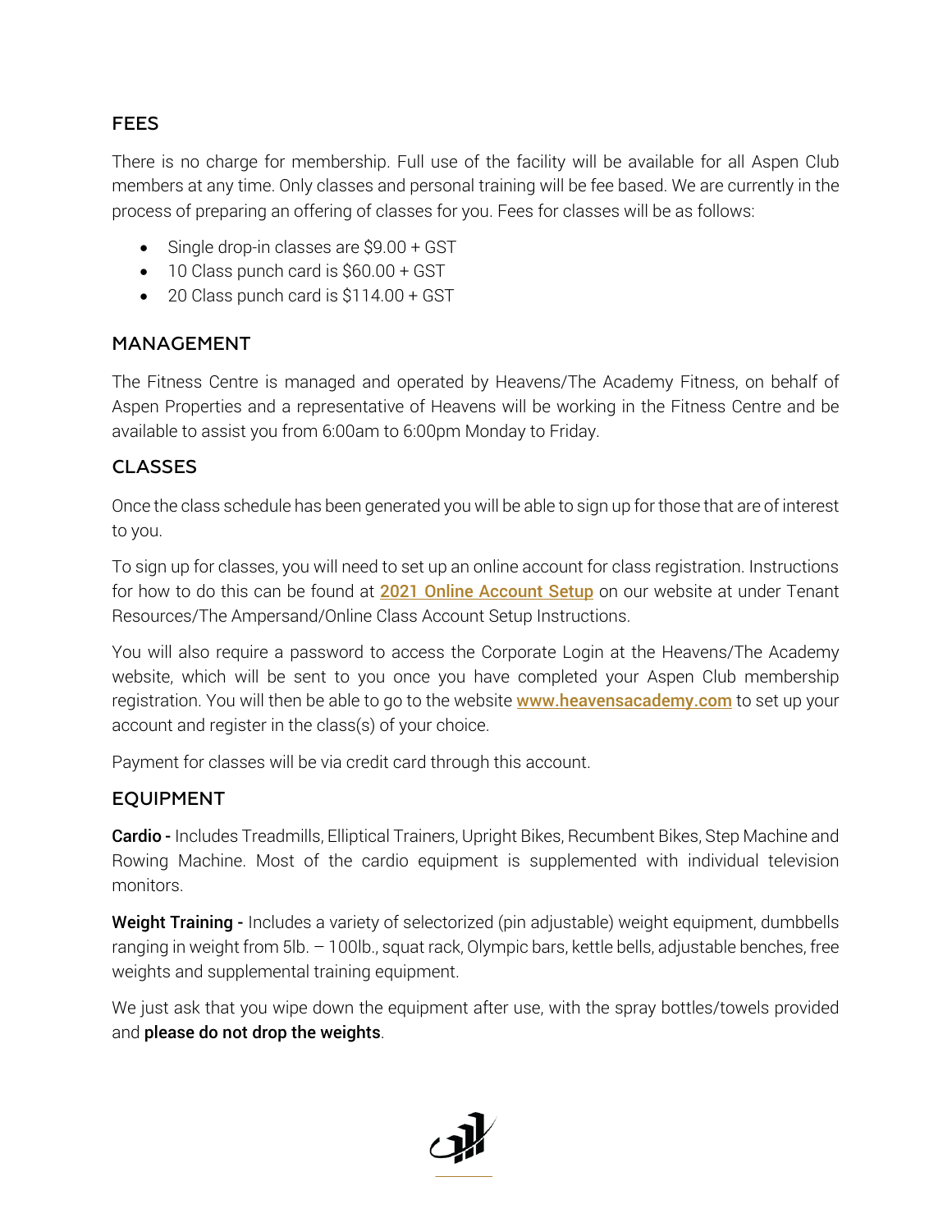## FEES

There is no charge for membership. Full use of the facility will be available for all Aspen Club members at any time. Only classes and personal training will be fee based. We are currently in the process of preparing an offering of classes for you. Fees for classes will be as follows:

- Single drop-in classes are $9.00 + GST
- 10 Class punch card is $60.00 + GST
- 20 Class punch card is $114.00 + GST

## MANAGEMENT

The Fitness Centre is managed and operated by Heavens/The Academy Fitness, on behalf of Aspen Properties and a representative of Heavens will be working in the Fitness Centre and be available to assist you from 6:00am to 6:00pm Monday to Friday.

## CLASSES

Once the class schedule has been generated you will be able to sign up for those that are of interest to you.

To sign up for classes, you will need to set up an online account for class registration. Instructions for how to do this can be found at [2021 Online Account Setup]() on our website at under Tenant Resources/The Ampersand/Online Class Account Setup Instructions.

You will also require a password to access the Corporate Login at the Heavens/The Academy website, which will be sent to you once you have completed your Aspen Club membership registration. You will then be able to go to the website [www.heavensacademy.com](www.heavensacademy.com) to set up your account and register in the class(s) of your choice.

Payment for classes will be via credit card through this account.

## EQUIPMENT

**Cardio -** Includes Treadmills, Elliptical Trainers, Upright Bikes, Recumbent Bikes, Step Machine and Rowing Machine. Most of the cardio equipment is supplemented with individual television monitors.

**Weight Training -** Includes a variety of selectorized (pin adjustable) weight equipment, dumbbells ranging in weight from 5lb. – 100lb., squat rack, Olympic bars, kettle bells, adjustable benches, free weights and supplemental training equipment.

We just ask that you wipe down the equipment after use, with the spray bottles/towels provided and **please do not drop the weights**.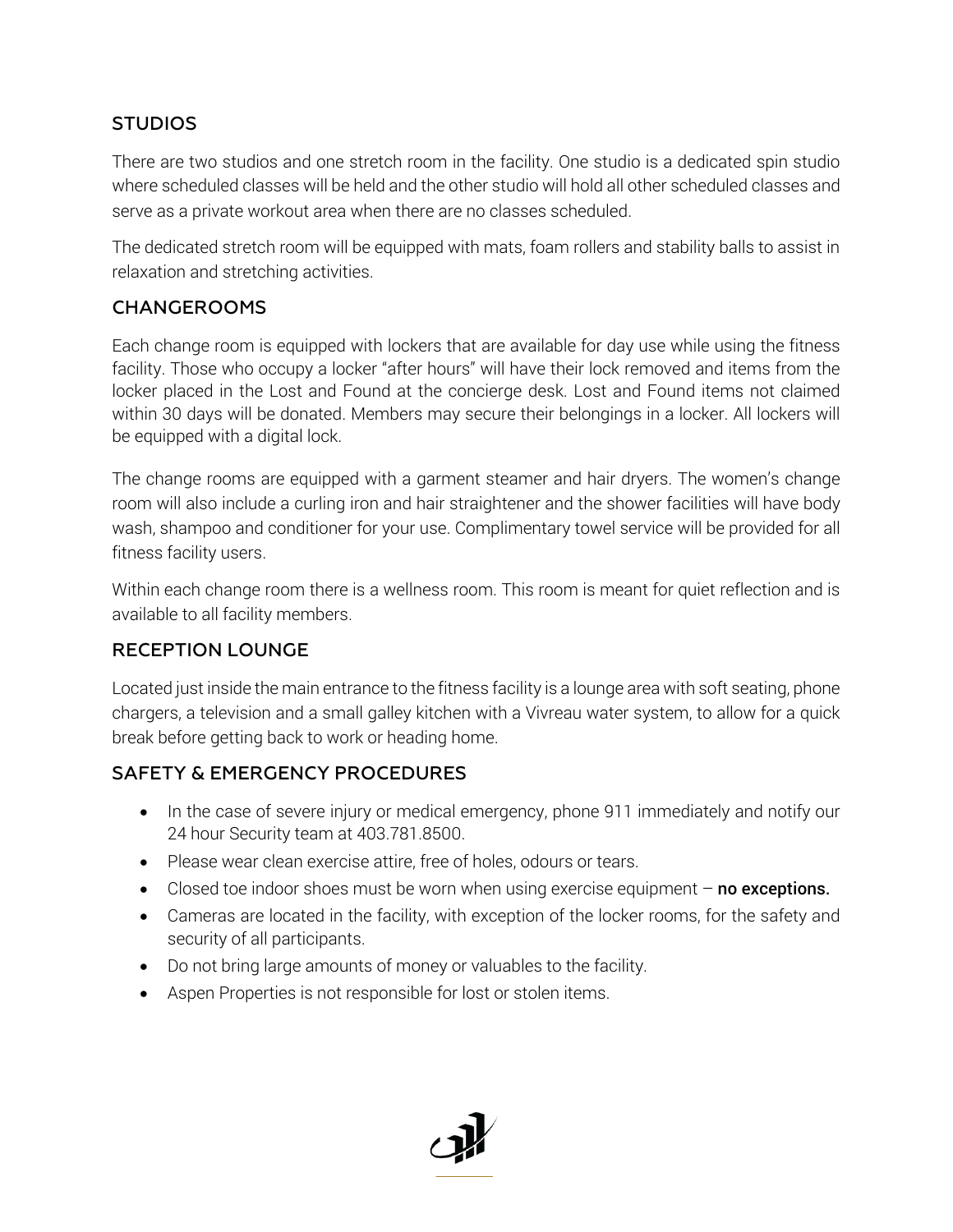## STUDIOS

There are two studios and one stretch room in the facility. One studio is a dedicated spin studio where scheduled classes will be held and the other studio will hold all other scheduled classes and serve as a private workout area when there are no classes scheduled.

The dedicated stretch room will be equipped with mats, foam rollers and stability balls to assist in relaxation and stretching activities.

## CHANGEROOMS

Each change room is equipped with lockers that are available for day use while using the fitness facility. Those who occupy a locker "after hours" will have their lock removed and items from the locker placed in the Lost and Found at the concierge desk. Lost and Found items not claimed within 30 days will be donated. Members may secure their belongings in a locker. All lockers will be equipped with a digital lock.

The change rooms are equipped with a garment steamer and hair dryers. The women's change room will also include a curling iron and hair straightener and the shower facilities will have body wash, shampoo and conditioner for your use. Complimentary towel service will be provided for all fitness facility users.

Within each change room there is a wellness room. This room is meant for quiet reflection and is available to all facility members.

## RECEPTION LOUNGE

Located just inside the main entrance to the fitness facility is a lounge area with soft seating, phone chargers, a television and a small galley kitchen with a Vivreau water system, to allow for a quick break before getting back to work or heading home.

## SAFETY & EMERGENCY PROCEDURES

- In the case of severe injury or medical emergency, phone 911 immediately and notify our 24 hour Security team at 403.781.8500.
- Please wear clean exercise attire, free of holes, odours or tears.
- Closed toe indoor shoes must be worn when using exercise equipment – **no exceptions.**
- Cameras are located in the facility, with exception of the locker rooms, for the safety and security of all participants.
- Do not bring large amounts of money or valuables to the facility.
- Aspen Properties is not responsible for lost or stolen items.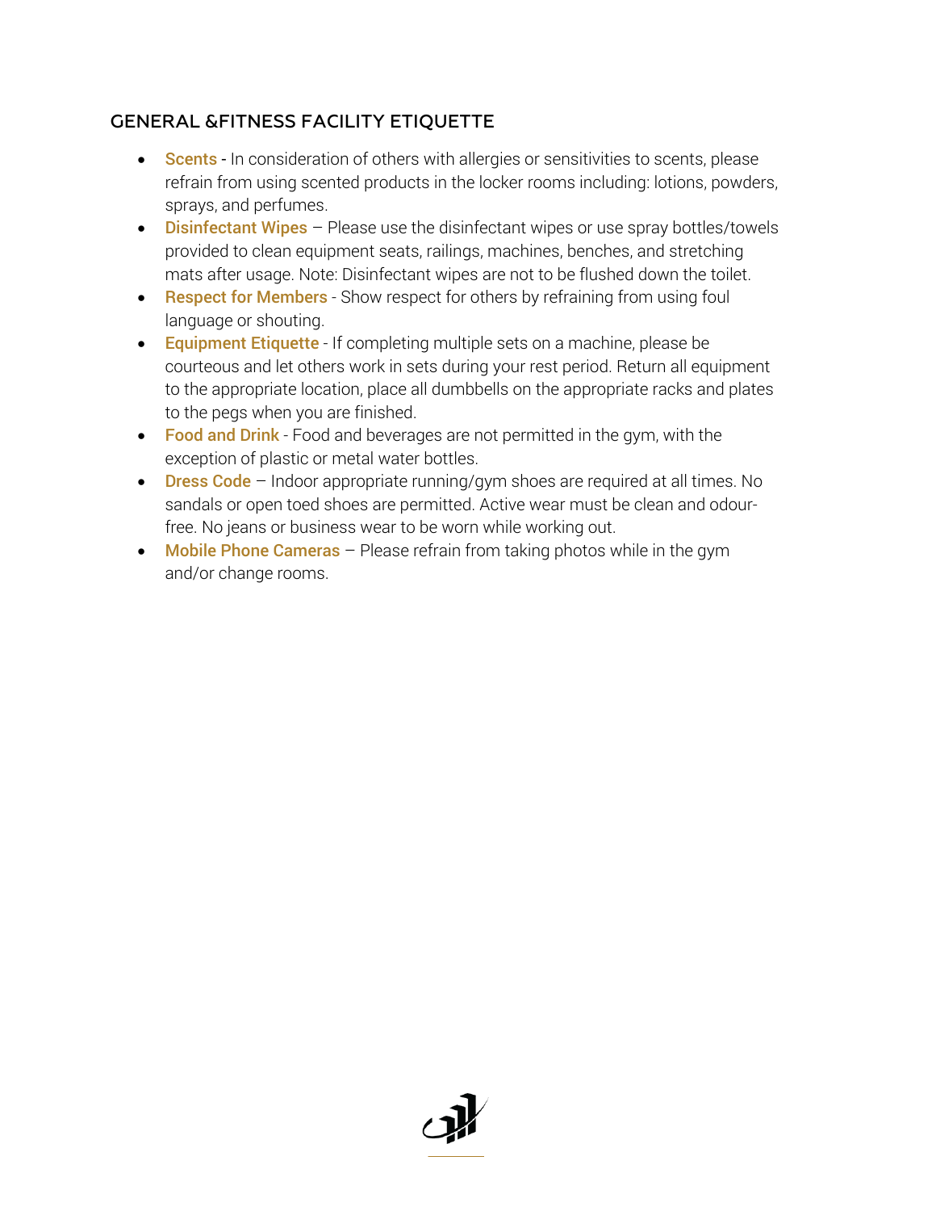## GENERAL &FITNESS FACILITY ETIQUETTE

- **Scents** - In consideration of others with allergies or sensitivities to scents, please refrain from using scented products in the locker rooms including: lotions, powders, sprays, and perfumes.
- **Disinfectant Wipes** – Please use the disinfectant wipes or use spray bottles/towels provided to clean equipment seats, railings, machines, benches, and stretching mats after usage. Note: Disinfectant wipes are not to be flushed down the toilet.
- **Respect for Members** - Show respect for others by refraining from using foul language or shouting.
- **Equipment Etiquette** - If completing multiple sets on a machine, please be courteous and let others work in sets during your rest period. Return all equipment to the appropriate location, place all dumbbells on the appropriate racks and plates to the pegs when you are finished.
- **Food and Drink** - Food and beverages are not permitted in the gym, with the exception of plastic or metal water bottles.
- **Dress Code** – Indoor appropriate running/gym shoes are required at all times. No sandals or open toed shoes are permitted. Active wear must be clean and odour-free. No jeans or business wear to be worn while working out.
- **Mobile Phone Cameras** – Please refrain from taking photos while in the gym and/or change rooms.